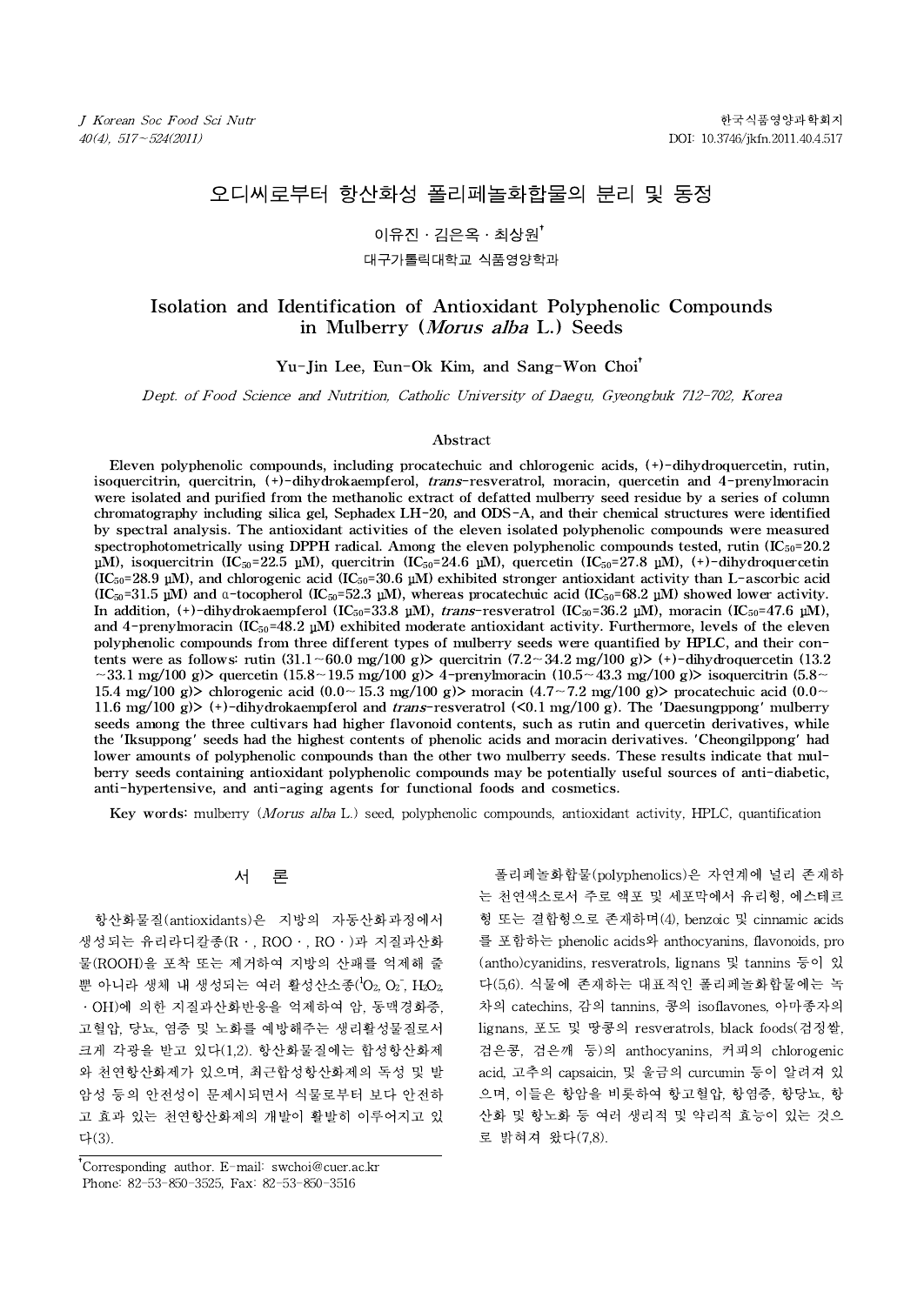# 오디씨로부터 항산화성 폴리페놀화합물의 분리 및 동정

이유진 · 김은옥 · 최상원[†]

대구가톨릭대학교 식품영양학과

# Isolation and Identification of Antioxidant Polyphenolic Compounds in Mulberry (*Morus alba* L.) Seeds

Yu-Jin Lee, Eun-Ok Kim, and Sang-Won Choi[†]

*Dept. of Food Science and Nutrition, Catholic University of Daegu, Gyeongbuk 712-702, Korea*

## Abstract

Eleven polyphenolic compounds, including procatechuic and chlorogenic acids, (+)-dihydroquercetin, rutin, isoquercitrin, quercitrin, (+)-dihydrokaempferol, *trans*-resveratrol, moracin, quercetin and 4-prenylmoracin were isolated and purified from the methanolic extract of defatted mulberry seed residue by a series of column chromatography including silica gel, Sephadex LH-20, and ODS-A, and their chemical structures were identified by spectral analysis. The antioxidant activities of the eleven isolated polyphenolic compounds were measured spectrophotometrically using DPPH radical. Among the eleven polyphenolic compounds tested, rutin ($IC_{50}$=20.2 μM), isoquercitrin ($IC_{50}$=22.5 μM), quercitrin ($IC_{50}$=24.6 μM), quercetin ($IC_{50}$=27.8 μM), (+)-dihydroquercetin ($IC_{50}$=28.9 μM), and chlorogenic acid ($IC_{50}$=30.6 μM) exhibited stronger antioxidant activity than L-ascorbic acid ($IC_{50}$=31.5 μM) and α-tocopherol ($IC_{50}$=52.3 μM), whereas procatechuic acid ($IC_{50}$=68.2 μM) showed lower activity. In addition, (+)-dihydrokaempferol ($IC_{50}$=33.8 μM), *trans*-resveratrol ($IC_{50}$=36.2 μM), moracin ($IC_{50}$=47.6 μM), and 4-prenylmoracin ($IC_{50}$=48.2 μM) exhibited moderate antioxidant activity. Furthermore, levels of the eleven polyphenolic compounds from three different types of mulberry seeds were quantified by HPLC, and their contents were as follows: rutin (31.1~60.0 mg/100 g)> quercitrin (7.2~34.2 mg/100 g)> (+)-dihydroquercetin (13.2~33.1 mg/100 g)> quercetin (15.8~19.5 mg/100 g)> 4-prenylmoracin (10.5~43.3 mg/100 g)> isoquercitrin (5.8~15.4 mg/100 g)> chlorogenic acid (0.0~15.3 mg/100 g)> moracin (4.7~7.2 mg/100 g)> procatechuic acid (0.0~11.6 mg/100 g)> (+)-dihydrokaempferol and *trans*-resveratrol (<0.1 mg/100 g). The 'Daesungppong' mulberry seeds among the three cultivars had higher flavonoid contents, such as rutin and quercetin derivatives, while the 'Iksuppong' seeds had the highest contents of phenolic acids and moracin derivatives. 'Cheongilppong' had lower amounts of polyphenolic compounds than the other two mulberry seeds. These results indicate that mulberry seeds containing antioxidant polyphenolic compounds may be potentially useful sources of anti-diabetic, anti-hypertensive, and anti-aging agents for functional foods and cosmetics.

**Key words:** mulberry (*Morus alba* L.) seed, polyphenolic compounds, antioxidant activity, HPLC, quantification

## 서 론

항산화물질(antioxidants)은 지방의 자동산화과정에서 생성되는 유리라디칼종(R·, ROO·, RO·)과 지질과산화물(ROOH)을 포착 또는 제거하여 지방의 산패를 억제해 줄 뿐 아니라 생체 내 생성되는 여러 활성산소종($^1O_2$, $O_2^-$, $H_2O_2$, ·OH)에 의한 지질과산화반응을 억제하여 암, 동맥경화증, 고혈압, 당뇨, 염증 및 노화를 예방해주는 생리활성물질로서 크게 각광을 받고 있다(1,2). 항산화물질에는 합성항산화제와 천연항산화제가 있으며, 최근합성항산화제의 독성 및 발암성 등의 안전성이 문제시되면서 식물로부터 보다 안전하고 효과 있는 천연항산화제의 개발이 활발히 이루어지고 있다(3).

폴리페놀화합물(polyphenolics)은 자연계에 널리 존재하는 천연색소로서 주로 액포 및 세포막에서 유리형, 에스테르형 또는 결합형으로 존재하며(4), benzoic 및 cinnamic acids를 포함하는 phenolic acids와 anthocyanins, flavonoids, pro(antho)cyanidins, resveratrols, lignans 및 tannins 등이 있다(5,6). 식물에 존재하는 대표적인 폴리페놀화합물에는 녹차의 catechins, 감의 tannins, 콩의 isoflavones, 아마종자의 lignans, 포도 및 땅콩의 resveratrols, black foods(검정쌀, 검은콩, 검은깨 등)의 anthocyanins, 커피의 chlorogenic acid, 고추의 capsaicin, 및 울금의 curcumin 등이 알려져 있으며, 이들은 항암을 비롯하여 항고혈압, 항염증, 항당뇨, 항산화 및 항노화 등 여러 생리적 및 약리적 효능이 있는 것으로 밝혀져 왔다(7,8).

[†]Corresponding author. E-mail: swchoi@cuer.ac.kr
Phone: 82-53-850-3525, Fax: 82-53-850-3516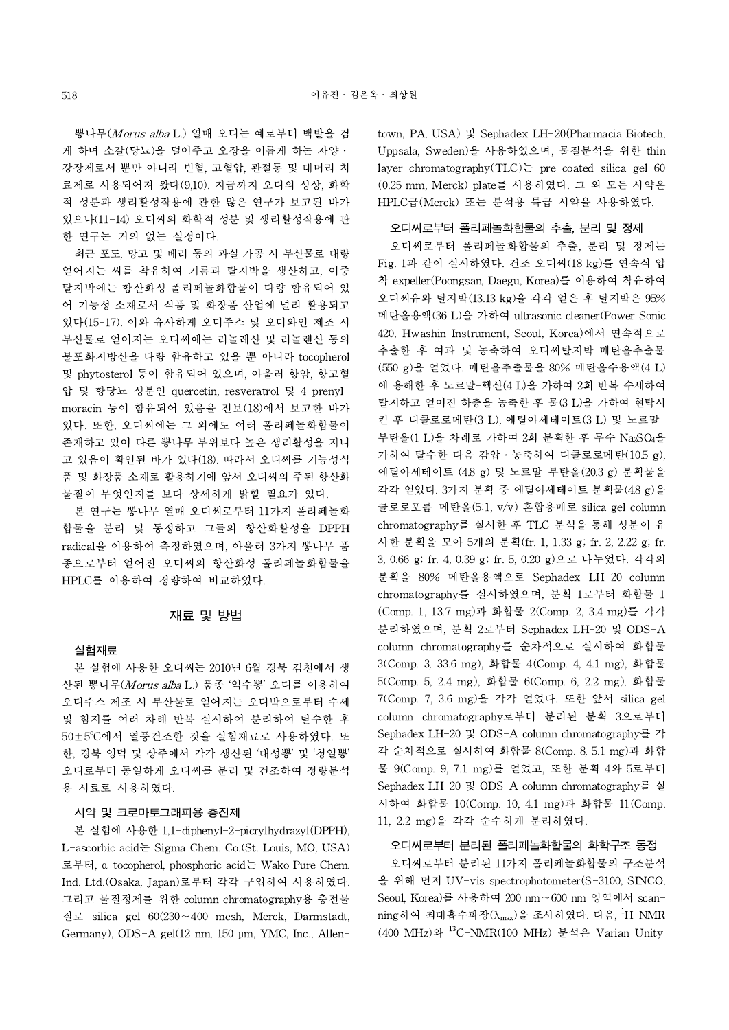뽕나무(*Morus alba* L.) 열매 오디는 예로부터 백발을 검게 하며 소갈(당뇨)을 덜어주고 오장을 이롭게 하는 자양·강장제로서 뿐만 아니라 빈혈, 고혈압, 관절통 및 대머리 치료제로 사용되어져 왔다(9,10). 지금까지 오디의 성상, 화학적 성분과 생리활성작용에 관한 많은 연구가 보고된 바가 있으나(11-14) 오디씨의 화학적 성분 및 생리활성작용에 관한 연구는 거의 없는 실정이다.

최근 포도, 망고 및 베리 등의 과실 가공 시 부산물로 대량 얻어지는 씨를 착유하여 기름과 탈지박을 생산하고, 이중 탈지박에는 항산화성 폴리페놀화합물이 다량 함유되어 있어 기능성 소재로서 식품 및 화장품 산업에 널리 활용되고 있다(15-17). 이와 유사하게 오디주스 및 오디와인 제조 시 부산물로 얻어지는 오디씨에는 리놀레산 및 리놀렌산 등의 불포화지방산을 다량 함유하고 있을 뿐 아니라 tocopherol 및 phytosterol 등이 함유되어 있으며, 아울러 항암, 항고혈압 및 항당뇨 성분인 quercetin, resveratrol 및 4-prenylmoracin 등이 함유되어 있음을 전보(18)에서 보고한 바가 있다. 또한, 오디씨에는 그 외에도 여러 폴리페놀화합물이 존재하고 있어 다른 뽕나무 부위보다 높은 생리활성을 지니고 있음이 확인된 바가 있다(18). 따라서 오디씨를 기능성식품 및 화장품 소재로 활용하기에 앞서 오디씨의 주된 항산화물질이 무엇인지를 보다 상세하게 밝힐 필요가 있다.

본 연구는 뽕나무 열매 오디씨로부터 11가지 폴리페놀화합물을 분리 및 동정하고 그들의 항산화활성을 DPPH radical을 이용하여 측정하였으며, 아울러 3가지 뽕나무 품종으로부터 얻어진 오디씨의 항산화성 폴리페놀화합물을 HPLC를 이용하여 정량하여 비교하였다.

## 재료 및 방법

### 실험재료

본 실험에 사용한 오디씨는 2010년 6월 경북 김천에서 생산된 뽕나무(*Morus alba* L.) 품종 '익수뽕' 오디를 이용하여 오디주스 제조 시 부산물로 얻어지는 오디박으로부터 수세 및 침지를 여러 차례 반복 실시하여 분리하여 탈수한 후 50±5°C에서 열풍건조한 것을 실험재료로 사용하였다. 또한, 경북 영덕 및 상주에서 각각 생산된 '대성뽕' 및 '청일뽕' 오디로부터 동일하게 오디씨를 분리 및 건조하여 정량분석용 시료로 사용하였다.

### 시약 및 크로마토그래피용 충진제

본 실험에 사용한 1,1-diphenyl-2-picrylhydrazyl(DPPH), L-ascorbic acid는 Sigma Chem. Co.(St. Louis, MO, USA)로부터, α-tocopherol, phosphoric acid는 Wako Pure Chem. Ind. Ltd.(Osaka, Japan)로부터 각각 구입하여 사용하였다. 그리고 물질정제를 위한 column chromatography용 충전물질로 silica gel 60(230~400 mesh, Merck, Darmstadt, Germany), ODS-A gel(12 nm, 150 μm, YMC, Inc., Allentown, PA, USA) 및 Sephadex LH-20(Pharmacia Biotech, Uppsala, Sweden)을 사용하였으며, 물질분석을 위한 thin layer chromatography(TLC)는 pre-coated silica gel 60 (0.25 mm, Merck) plate를 사용하였다. 그 외 모든 시약은 HPLC급(Merck) 또는 분석용 특급 시약을 사용하였다.

### 오디씨로부터 폴리페놀화합물의 추출, 분리 및 정제

오디씨로부터 폴리페놀화합물의 추출, 분리 및 정제는 Fig. 1과 같이 실시하였다. 건조 오디씨(18 kg)를 연속식 압착 expeller(Poongsan, Daegu, Korea)를 이용하여 착유하여 오디씨유와 탈지박(13.13 kg)을 각각 얻은 후 탈지박은 95% 메탄올용액(36 L)을 가하여 ultrasonic cleaner(Power Sonic 420, Hwashin Instrument, Seoul, Korea)에서 연속적으로 추출한 후 여과 및 농축하여 오디씨탈지박 메탄올추출물(550 g)을 얻었다. 메탄올추출물을 80% 메탄올수용액(4 L)에 용해한 후 노르말-헥산(4 L)을 가하여 2회 반복 수세하여 탈지하고 얻어진 하층을 농축한 후 물(3 L)을 가하여 현탁시킨 후 디클로로메탄(3 L), 에틸아세테이트(3 L) 및 노르말-부탄올(1 L)을 차례로 가하여 2회 분획한 후 무수 $Na_2SO_4$을 가하여 탈수한 다음 감압·농축하여 디클로로메탄(10.5 g), 에틸아세테이트 (4.8 g) 및 노르말-부탄올(20.3 g) 분획물을 각각 얻었다. 3가지 분획 중 에틸아세테이트 분획물(4.8 g)을 클로로포름-메탄올(5:1, v/v) 혼합용매로 silica gel column chromatography를 실시한 후 TLC 분석을 통해 성분이 유사한 분획을 모아 5개의 분획(fr. 1, 1.33 g; fr. 2, 2.22 g; fr. 3, 0.66 g; fr. 4, 0.39 g; fr. 5, 0.20 g)으로 나누었다. 각각의 분획을 80% 메탄올용액으로 Sephadex LH-20 column chromatography를 실시하였으며, 분획 1로부터 화합물 1 (Comp. 1, 13.7 mg)과 화합물 2(Comp. 2, 3.4 mg)를 각각 분리하였으며, 분획 2로부터 Sephadex LH-20 및 ODS-A column chromatography를 순차적으로 실시하여 화합물 3(Comp. 3, 33.6 mg), 화합물 4(Comp. 4, 4.1 mg), 화합물 5(Comp. 5, 2.4 mg), 화합물 6(Comp. 6, 2.2 mg), 화합물 7(Comp. 7, 3.6 mg)을 각각 얻었다. 또한 앞서 silica gel column chromatography로부터 분리된 분획 3으로부터 Sephadex LH-20 및 ODS-A column chromatography를 각각 순차적으로 실시하여 화합물 8(Comp. 8, 5.1 mg)과 화합물 9(Comp. 9, 7.1 mg)를 얻었고, 또한 분획 4와 5로부터 Sephadex LH-20 및 ODS-A column chromatography를 실시하여 화합물 10(Comp. 10, 4.1 mg)과 화합물 11(Comp. 11, 2.2 mg)을 각각 순수하게 분리하였다.

### 오디씨로부터 분리된 폴리페놀화합물의 화학구조 동정

오디씨로부터 분리된 11가지 폴리페놀화합물의 구조분석을 위해 먼저 UV-vis spectrophotometer(S-3100, SINCO, Seoul, Korea)를 사용하여 200 nm~600 nm 영역에서 scanning하여 최대흡수파장($\lambda_{max}$)을 조사하였다. 다음, $^{1}$H-NMR (400 MHz)와 $^{13}$C-NMR(100 MHz) 분석은 Varian Unity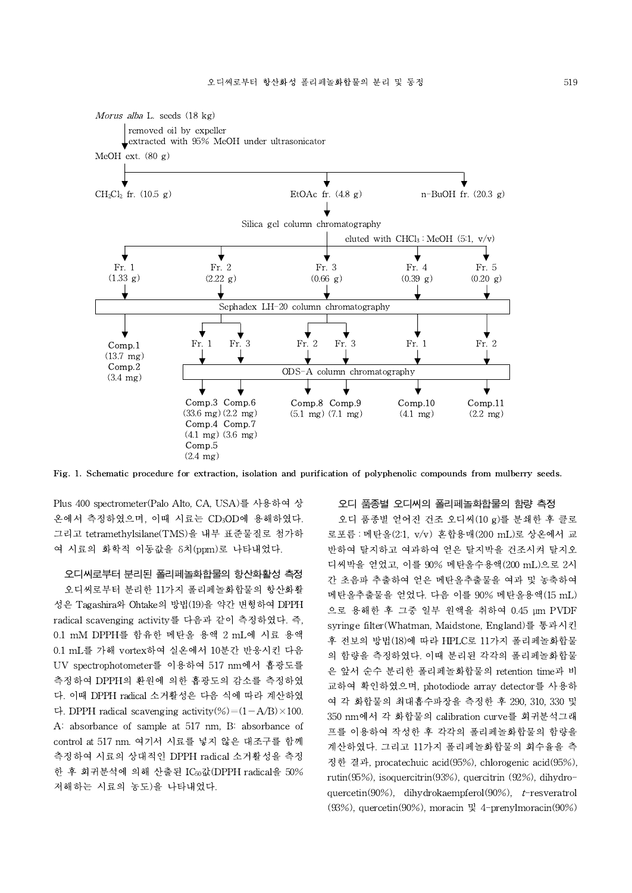Morus alba L. seeds (18 kg)

removed oil by expeller

extracted with 95% MeOH under ultrasonicator

MeOH ext. (80 g)

$CH_2Cl_2$ fr. (10.5 g)

EtOAc fr. (4.8 g)

n-BuOH fr. (20.3 g)

Silica gel column chromatography

eluted with $CHCl_3$ : MeOH (5:1, v/v)

Fr. 1 (1.33 g)

Fr. 2 (2.22 g)

Fr. 3 (0.66 g)

Fr. 4 (0.39 g)

Fr. 5 (0.20 g)

Sephadex LH-20 column chromatography

Comp.1 (13.7 mg)

Comp.2 (3.4 mg)

Fr. 1

Fr. 3

Fr. 2

Fr. 3

Fr. 1

Fr. 2

ODS-A column chromatography

Comp.3 (33.6 mg)

Comp.4 (4.1 mg)

Comp.5 (2.4 mg)

Comp.6 (2.2 mg)

Comp.7 (3.6 mg)

Comp.8 (5.1 mg)

Comp.9 (7.1 mg)

Comp.10 (4.1 mg)

Comp.11 (2.2 mg)

**Fig. 1. Schematic procedure for extraction, isolation and purification of polyphenolic compounds from mulberry seeds.**

Plus 400 spectrometer(Palo Alto, CA, USA)를 사용하여 상온에서 측정하였으며, 이때 시료는 $CD_3OD$에 용해하였다. 그리고 tetramethylsilane(TMS)을 내부 표준물질로 첨가하여 시료의 화학적 이동값을 δ치(ppm)로 나타내었다.

### 오디씨로부터 분리된 폴리페놀화합물의 항산화활성 측정

오디씨로부터 분리한 11가지 폴리페놀화합물의 항산화활성은 Tagashira와 Ohtake의 방법(19)을 약간 변형하여 DPPH radical scavenging activity를 다음과 같이 측정하였다. 즉, 0.1 mM DPPH를 함유한 메탄올 용액 2 mL에 시료 용액 0.1 mL를 가해 vortex하여 실온에서 10분간 반응시킨 다음 UV spectrophotometer를 이용하여 517 nm에서 흡광도를 측정하여 DPPH의 환원에 의한 흡광도의 감소를 측정하였다. 이때 DPPH radical 소거활성은 다음 식에 따라 계산하였다. DPPH radical scavenging activity(%) $=(1-A/B)\times100$. A: absorbance of sample at 517 nm, B: absorbance of control at 517 nm. 여기서 시료를 넣지 않은 대조구를 함께 측정하여 시료의 상대적인 DPPH radical 소거활성을 측정한 후 회귀분석에 의해 산출된 $IC_{50}$값(DPPH radical을 50% 저해하는 시료의 농도)을 나타내었다.

### 오디 품종별 오디씨의 폴리페놀화합물의 함량 측정

오디 품종별 얻어진 건조 오디씨(10 g)를 분쇄한 후 클로로포름 : 메탄올(2:1, v/v) 혼합용매(200 mL)로 상온에서 교반하여 탈지하고 여과하여 얻은 탈지박을 건조시켜 탈지오디씨박을 얻었고, 이를 90% 메탄올수용액(200 mL)으로 2시간 초음파 추출하여 얻은 메탄올추출물을 여과 및 농축하여 메탄올추출물을 얻었다. 다음 이를 90% 메탄올용액(15 mL)으로 용해한 후 그중 일부 원액을 취하여 0.45 μm PVDF syringe filter(Whatman, Maidstone, England)를 통과시킨 후 전보의 방법(18)에 따라 HPLC로 11가지 폴리페놀화합물의 함량을 측정하였다. 이때 분리된 각각의 폴리페놀화합물은 앞서 순수 분리한 폴리페놀화합물의 retention time과 비교하여 확인하였으며, photodiode array detector를 사용하여 각 화합물의 최대흡수파장을 측정한 후 290, 310, 330 및 350 nm에서 각 화합물의 calibration curve를 회귀분석그래프를 이용하여 작성한 후 각각의 폴리페놀화합물의 함량을 계산하였다. 그리고 11가지 폴리페놀화합물의 회수율을 측정한 결과, procatechuic acid(95%), chlorogenic acid(95%), rutin(95%), isoquercitrin(93%), quercitrin (92%), dihydroquercetin(90%), dihydrokaempferol(90%), *t*-resveratrol (93%), quercetin(90%), moracin 및 4-prenylmoracin(90%)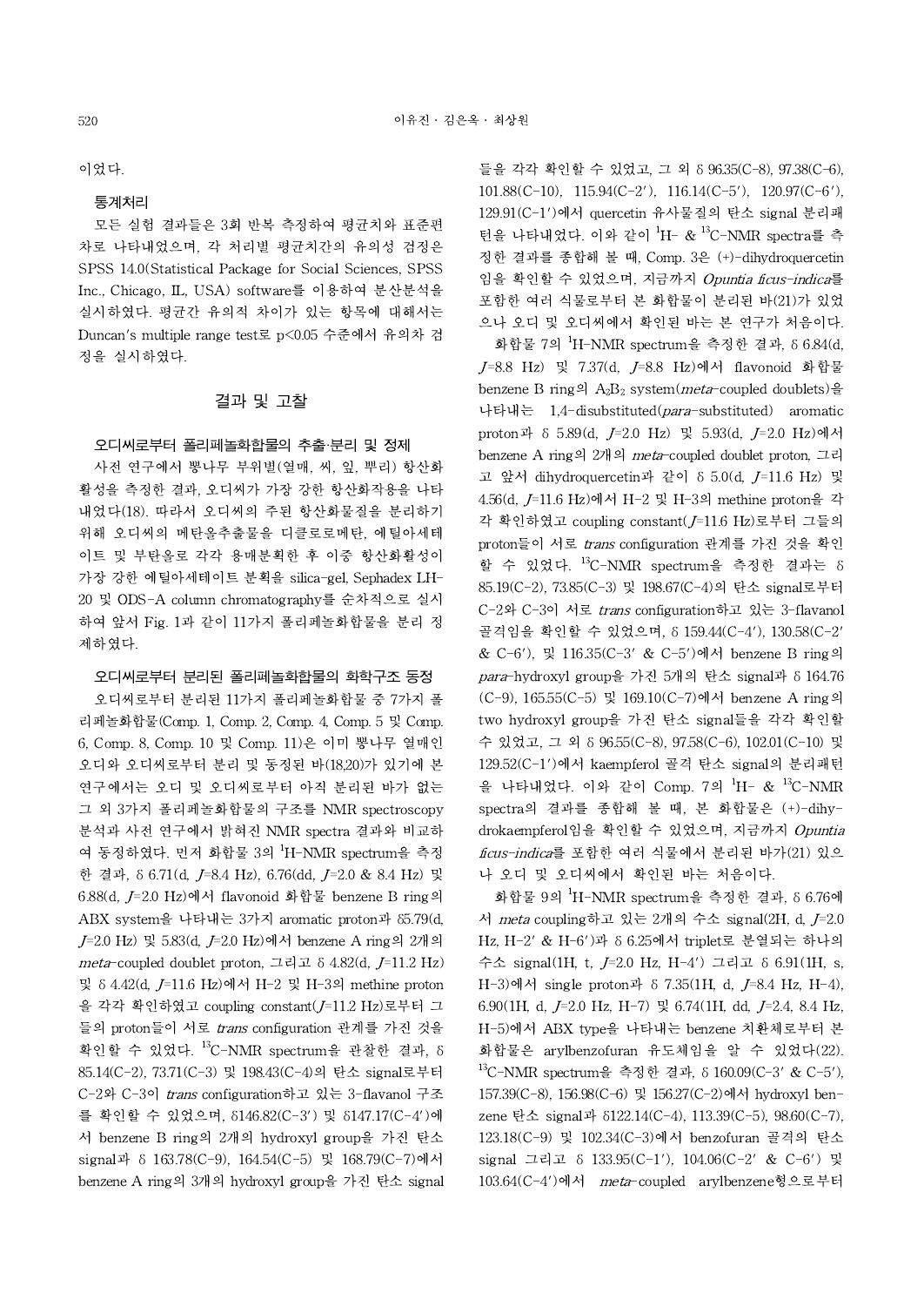이었다.

### 통계처리

모든 실험 결과들은 3회 반복 측정하여 평균치와 표준편차로 나타내었으며, 각 처리별 평균치간의 유의성 검정은 SPSS 14.0(Statistical Package for Social Sciences, SPSS Inc., Chicago, IL, USA) software를 이용하여 분산분석을 실시하였다. 평균간 유의적 차이가 있는 항목에 대해서는 Duncan's multiple range test로 $p<0.05$ 수준에서 유의차 검정을 실시하였다.

## 결과 및 고찰

### 오디씨로부터 폴리페놀화합물의 추출·분리 및 정제

사전 연구에서 뽕나무 부위별(열매, 씨, 잎, 뿌리) 항산화 활성을 측정한 결과, 오디씨가 가장 강한 항산화작용을 나타내었다(18). 따라서 오디씨의 주된 항산화물질을 분리하기 위해 오디씨의 메탄올추출물을 디클로로메탄, 에틸아세테이트 및 부탄올로 각각 용매분획한 후 이중 항산화활성이 가장 강한 에틸아세테이트 분획을 silica-gel, Sephadex LH-20 및 ODS-A column chromatography를 순차적으로 실시하여 앞서 Fig. 1과 같이 11가지 폴리페놀화합물을 분리 정제하였다.

### 오디씨로부터 분리된 폴리페놀화합물의 화학구조 동정

오디씨로부터 분리된 11가지 폴리페놀화합물 중 7가지 폴리페놀화합물(Comp. 1, Comp. 2, Comp. 4, Comp. 5 및 Comp. 6, Comp. 8, Comp. 10 및 Comp. 11)은 이미 뽕나무 열매인 오디와 오디씨로부터 분리 및 동정된 바(18,20)가 있기에 본 연구에서는 오디 및 오디씨로부터 아직 분리된 바가 없는 그 외 3가지 폴리페놀화합물의 구조를 NMR spectroscopy 분석과 사전 연구에서 밝혀진 NMR spectra 결과와 비교하여 동정하였다. 먼저 화합물 3의 $^1$H-NMR spectrum을 측정한 결과, δ 6.71(d, $J$=8.4 Hz), 6.76(dd, $J$=2.0 & 8.4 Hz) 및 6.88(d, $J$=2.0 Hz)에서 flavonoid 화합물 benzene B ring의 ABX system을 나타내는 3가지 aromatic proton과 δ5.79(d, $J$=2.0 Hz) 및 5.83(d, $J$=2.0 Hz)에서 benzene A ring의 2개의 *meta*-coupled doublet proton, 그리고 δ 4.82(d, $J$=11.2 Hz) 및 δ 4.42(d, $J$=11.6 Hz)에서 H-2 및 H-3의 methine proton을 각각 확인하였고 coupling constant($J$=11.2 Hz)로부터 그들의 proton들이 서로 *trans* configuration 관계를 가진 것을 확인할 수 있었다. $^{13}$C-NMR spectrum을 관찰한 결과, δ 85.14(C-2), 73.71(C-3) 및 198.43(C-4)의 탄소 signal로부터 C-2와 C-3이 *trans* configuration하고 있는 3-flavanol 구조를 확인할 수 있었으며, δ146.82(C-3′) 및 δ147.17(C-4′)에서 benzene B ring의 2개의 hydroxyl group을 가진 탄소 signal과 δ 163.78(C-9), 164.54(C-5) 및 168.79(C-7)에서 benzene A ring의 3개의 hydroxyl group을 가진 탄소 signal들을 각각 확인할 수 있었고, 그 외 δ 96.35(C-8), 97.38(C-6), 101.88(C-10), 115.94(C-2′), 116.14(C-5′), 120.97(C-6′), 129.91(C-1′)에서 quercetin 유사물질의 탄소 signal 분리패턴을 나타내었다. 이와 같이 $^1$H- & $^{13}$C-NMR spectra를 측정한 결과를 종합해 볼 때, Comp. 3은 (+)-dihydroquercetin임을 확인할 수 있었으며, 지금까지 *Opuntia ficus-indica*를 포함한 여러 식물로부터 본 화합물이 분리된 바(21)가 있었으나 오디 및 오디씨에서 확인된 바는 본 연구가 처음이다.

화합물 7의 $^1$H-NMR spectrum을 측정한 결과, δ 6.84(d, $J$=8.8 Hz) 및 7.37(d, $J$=8.8 Hz)에서 flavonoid 화합물 benzene B ring의 $A_2B_2$ system(*meta*-coupled doublets)을 나타내는 1,4-disubstituted(*para*-substituted) aromatic proton과 δ 5.89(d, $J$=2.0 Hz) 및 5.93(d, $J$=2.0 Hz)에서 benzene A ring의 2개의 *meta*-coupled doublet proton, 그리고 앞서 dihydroquercetin과 같이 δ 5.0(d, $J$=11.6 Hz) 및 4.56(d, $J$=11.6 Hz)에서 H-2 및 H-3의 methine proton을 각각 확인하였고 coupling constant($J$=11.6 Hz)로부터 그들의 proton들이 서로 *trans* configuration 관계를 가진 것을 확인할 수 있었다. $^{13}$C-NMR spectrum을 측정한 결과는 δ 85.19(C-2), 73.85(C-3) 및 198.67(C-4)의 탄소 signal로부터 C-2와 C-3이 서로 *trans* configuration하고 있는 3-flavanol 골격임을 확인할 수 있었으며, δ 159.44(C-4′), 130.58(C-2′ & C-6′), 및 116.35(C-3′ & C-5′)에서 benzene B ring의 *para*-hydroxyl group을 가진 5개의 탄소 signal과 δ 164.76(C-9), 165.55(C-5) 및 169.10(C-7)에서 benzene A ring의 two hydroxyl group을 가진 탄소 signal들을 각각 확인할 수 있었고, 그 외 δ 96.55(C-8), 97.58(C-6), 102.01(C-10) 및 129.52(C-1′)에서 kaempferol 골격 탄소 signal의 분리패턴을 나타내었다. 이와 같이 Comp. 7의 $^1$H- & $^{13}$C-NMR spectra의 결과를 종합해 볼 때, 본 화합물은 (+)-dihydrokaempferol임을 확인할 수 있었으며, 지금까지 *Opuntia ficus-indica*를 포함한 여러 식물에서 분리된 바가(21) 있으나 오디 및 오디씨에서 확인된 바는 처음이다.

화합물 9의 $^1$H-NMR spectrum을 측정한 결과, δ 6.76에서 *meta* coupling하고 있는 2개의 수소 signal(2H, d, $J$=2.0 Hz, H-2′ & H-6′)과 δ 6.25에서 triplet로 분열되는 하나의 수소 signal(1H, t, $J$=2.0 Hz, H-4′) 그리고 δ 6.91(1H, s, H-3)에서 single proton과 δ 7.35(1H, d, $J$=8.4 Hz, H-4), 6.90(1H, d, $J$=2.0 Hz, H-7) 및 6.74(1H, dd, $J$=2.4, 8.4 Hz, H-5)에서 ABX type을 나타내는 benzene 치환체로부터 본 화합물은 arylbenzofuran 유도체임을 알 수 있었다(22). $^{13}$C-NMR spectrum을 측정한 결과, δ 160.09(C-3′ & C-5′), 157.39(C-8), 156.98(C-6) 및 156.27(C-2)에서 hydroxyl benzene 탄소 signal과 δ122.14(C-4), 113.39(C-5), 98.60(C-7), 123.18(C-9) 및 102.34(C-3)에서 benzofuran 골격의 탄소 signal 그리고 δ 133.95(C-1′), 104.06(C-2′ & C-6′) 및 103.64(C-4′)에서 *meta*-coupled arylbenzene형으로부터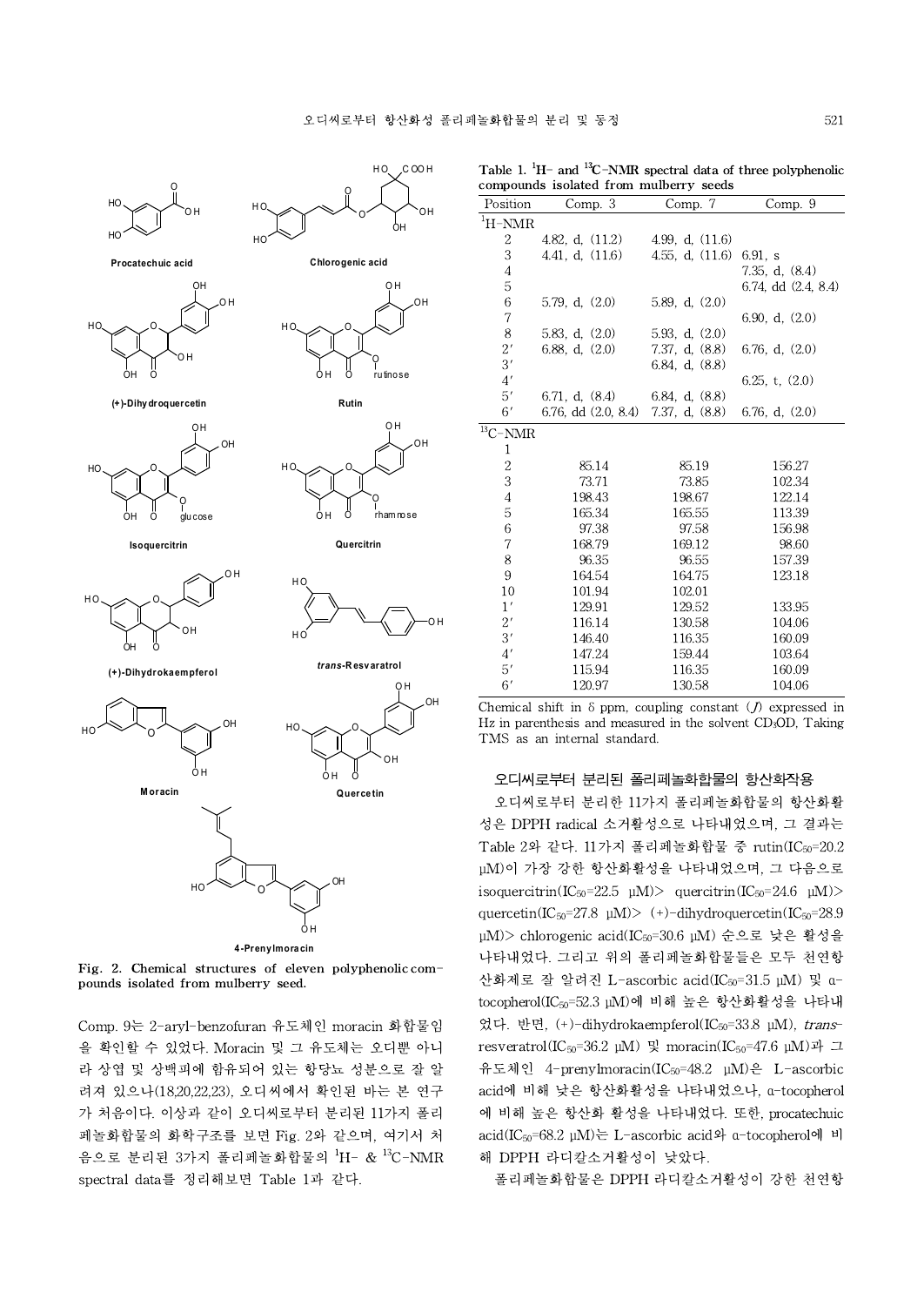Procatechuic acid

Chlorogenic acid

(+)-Dihydroquercetin

Rutin

Isoquercitrin

Quercitrin

(+)-Dihydrokaempferol

*trans*-Resvaratrol

Moracin

Quercetin

4-Prenylmoracin

**Fig. 2. Chemical structures of eleven polyphenolic compounds isolated from mulberry seed.**

Comp. 9는 2-aryl-benzofuran 유도체인 moracin 화합물임을 확인할 수 있었다. Moracin 및 그 유도체는 오디뿐 아니라 상엽 및 상백피에 함유되어 있는 항당뇨 성분으로 잘 알려져 있으나(18,20,22,23), 오디씨에서 확인된 바는 본 연구가 처음이다. 이상과 같이 오디씨로부터 분리된 11가지 폴리페놀화합물의 화학구조를 보면 Fig. 2와 같으며, 여기서 처음으로 분리된 3가지 폴리페놀화합물의 $^{1}$H- & $^{13}$C-NMR spectral data를 정리해보면 Table 1과 같다.

**Table 1. $^{1}$H- and $^{13}$C-NMR spectral data of three polyphenolic compounds isolated from mulberry seeds**

| Position | Comp. 3 | Comp. 7 | Comp. 9 |
|---|---|---|---|
| $^{1}$H-NMR | | | |
| 2 | 4.82, d, (11.2) | 4.99, d, (11.6) | |
| 3 | 4.41, d, (11.6) | 4.55, d, (11.6) | 6.91, s |
| 4 | | | 7.35, d, (8.4) |
| 5 | | | 6.74, dd (2.4, 8.4) |
| 6 | 5.79, d, (2.0) | 5.89, d, (2.0) | |
| 7 | | | 6.90, d, (2.0) |
| 8 | 5.83, d, (2.0) | 5.93, d, (2.0) | |
| 2′ | 6.88, d, (2.0) | 7.37, d, (8.8) | 6.76, d, (2.0) |
| 3′ | | 6.84, d, (8.8) | |
| 4′ | | | 6.25, t, (2.0) |
| 5′ | 6.71, d, (8.4) | 6.84, d, (8.8) | |
| 6′ | 6.76, dd (2.0, 8.4) | 7.37, d, (8.8) | 6.76, d, (2.0) |
| $^{13}$C-NMR | | | |
| 1 | | | |
| 2 | 85.14 | 85.19 | 156.27 |
| 3 | 73.71 | 73.85 | 102.34 |
| 4 | 198.43 | 198.67 | 122.14 |
| 5 | 165.34 | 165.55 | 113.39 |
| 6 | 97.38 | 97.58 | 156.98 |
| 7 | 168.79 | 169.12 | 98.60 |
| 8 | 96.35 | 96.55 | 157.39 |
| 9 | 164.54 | 164.75 | 123.18 |
| 10 | 101.94 | 102.01 | |
| 1′ | 129.91 | 129.52 | 133.95 |
| 2′ | 116.14 | 130.58 | 104.06 |
| 3′ | 146.40 | 116.35 | 160.09 |
| 4′ | 147.24 | 159.44 | 103.64 |
| 5′ | 115.94 | 116.35 | 160.09 |
| 6′ | 120.97 | 130.58 | 104.06 |

Chemical shift in δ ppm, coupling constant (*J*) expressed in Hz in parenthesis and measured in the solvent $CD_3OD$, Taking TMS as an internal standard.

## 오디씨로부터 분리된 폴리페놀화합물의 항산화작용

오디씨로부터 분리한 11가지 폴리페놀화합물의 항산화활성은 DPPH radical 소거활성으로 나타내었으며, 그 결과는 Table 2와 같다. 11가지 폴리페놀화합물 중 rutin($IC_{50}$=20.2 μM)이 가장 강한 항산화활성을 나타내었으며, 그 다음으로 isoquercitrin($IC_{50}$=22.5 μM)> quercitrin($IC_{50}$=24.6 μM)> quercetin($IC_{50}$=27.8 μM)> (+)-dihydroquercetin($IC_{50}$=28.9 μM)> chlorogenic acid($IC_{50}$=30.6 μM) 순으로 낮은 활성을 나타내었다. 그리고 위의 폴리페놀화합물들은 모두 천연항산화제로 잘 알려진 L-ascorbic acid($IC_{50}$=31.5 μM) 및 α-tocopherol($IC_{50}$=52.3 μM)에 비해 높은 항산화활성을 나타내었다. 반면, (+)-dihydrokaempferol($IC_{50}$=33.8 μM), *trans*-resveratrol($IC_{50}$=36.2 μM) 및 moracin($IC_{50}$=47.6 μM)과 그 유도체인 4-prenylmoracin($IC_{50}$=48.2 μM)은 L-ascorbic acid에 비해 낮은 항산화활성을 나타내었으나, α-tocopherol에 비해 높은 항산화 활성을 나타내었다. 또한, procatechuic acid($IC_{50}$=68.2 μM)는 L-ascorbic acid와 α-tocopherol에 비해 DPPH 라디칼소거활성이 낮았다.

폴리페놀화합물은 DPPH 라디칼소거활성이 강한 천연항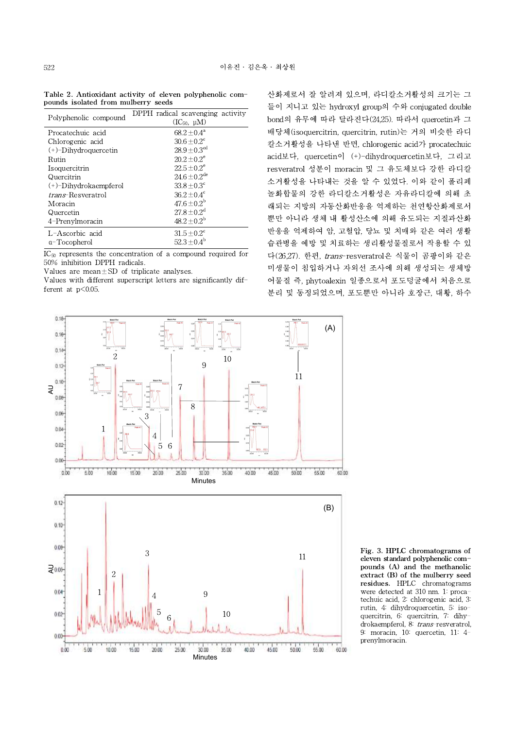**Table 2. Antioxidant activity of eleven polyphenolic compounds isolated from mulberry seeds**

| Polyphenolic compound | DPPH radical scavenging activity ($IC_{50}$, μM) |
|---|---|
| Procatechuic acid | $68.2 \pm 0.4^{a}$ |
| Chlorogenic acid | $30.6 \pm 0.2^{c}$ |
| (+)-Dihydroquercetin | $28.9 \pm 0.3^{cd}$ |
| Rutin | $20.2 \pm 0.2^{e}$ |
| Isoquercitrin | $22.5 \pm 0.2^{e}$ |
| Quercitrin | $24.6 \pm 0.2^{de}$ |
| (+)-Dihydrokaempferol | $33.8 \pm 0.3^{c}$ |
| *trans*-Resveratrol | $36.2 \pm 0.4^{c}$ |
| Moracin | $47.6 \pm 0.2^{b}$ |
| Quercetin | $27.8 \pm 0.2^{d}$ |
| 4-Prenylmoracin | $48.2 \pm 0.2^{b}$ |
| L-Ascorbic acid | $31.5 \pm 0.2^{c}$ |
| α-Tocopherol | $52.3 \pm 0.4^{b}$ |

$IC_{50}$ represents the concentration of a compound required for 50% inhibition DPPH radicals.
Values are mean±SD of triplicate analyses.
Values with different superscript letters are significantly different at $p<0.05$.

산화제로서 잘 알려져 있으며, 라디칼소거활성의 크기는 그들이 지니고 있는 hydroxyl group의 수와 conjugated double bond의 유무에 따라 달라진다(24,25). 따라서 quercetin과 그 배당체(isoquercitrin, quercitrin, rutin)는 거의 비슷한 라디칼소거활성을 나타낸 반면, chlorogenic acid가 procatechuic acid보다, quercetin이 (+)-dihydroquercetin보다, 그리고 resveratrol 성분이 moracin 및 그 유도체보다 강한 라디칼소거활성을 나타내는 것을 알 수 있었다. 이와 같이 폴리페놀화합물의 강한 라디칼소거활성은 자유라디칼에 의해 초래되는 지방의 자동산화반응을 억제하는 천연항산화제로서 뿐만 아니라 생체 내 활성산소에 의해 유도되는 지질과산화반응을 억제하여 암, 고혈압, 당뇨 및 치매와 같은 여러 생활습관병을 예방 및 치료하는 생리활성물질로서 작용할 수 있다(26,27). 한편, *trans*-resveratrol은 식물이 곰팡이와 같은 미생물이 침입하거나 자외선 조사에 의해 생성되는 생체방어물질 즉, phytoalexin 일종으로서 포도덩굴에서 처음으로 분리 및 동정되었으며, 포도뿐만 아니라 호장근, 대황, 하수

(A)
AU
Minutes
1 2 3 4 5 6 7 8 9 10 11

(B)
AU
Minutes
1 2 3 4 5 6 9 10 11

**Fig. 3. HPLC chromatograms of eleven standard polyphenolic compounds (A) and the methanolic extract (B) of the mulberry seed residues.** HPLC chromatograms were detected at 310 nm. 1: procatechuic acid, 2: chlorogenic acid, 3: rutin, 4: dihydroquercetin, 5: isoquercitrin, 6: quercitrin, 7: dihydrokaempferol, 8: *trans*-resveratrol, 9: moracin, 10: quercetin, 11: 4-prenylmoracin.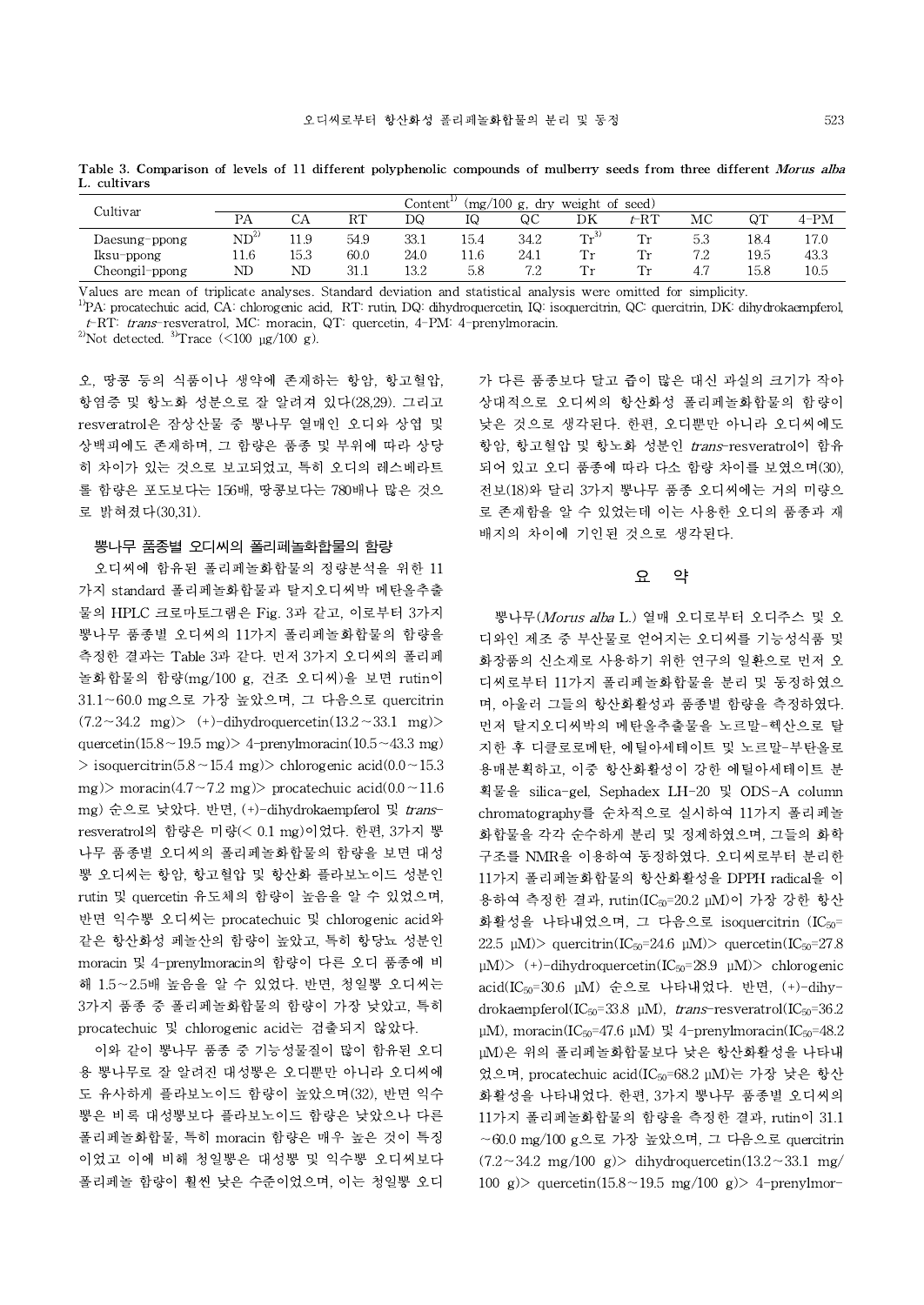Table 3. Comparison of levels of 11 different polyphenolic compounds of mulberry seeds from three different *Morus alba* L. cultivars

| Cultivar | Content[1] (mg/100 g, dry weight of seed) | | | | | | | | | | |
|---|---|---|---|---|---|---|---|---|---|---|---|
| | PA | CA | RT | DQ | IQ | QC | DK | *t*-RT | MC | QT | 4-PM |
| Daesung-ppong | ND[2] | 11.9 | 54.9 | 33.1 | 15.4 | 34.2 | Tr[3] | Tr | 5.3 | 18.4 | 17.0 |
| Iksu-ppong | 11.6 | 15.3 | 60.0 | 24.0 | 11.6 | 24.1 | Tr | Tr | 7.2 | 19.5 | 43.3 |
| Cheongil-ppong | ND | ND | 31.1 | 13.2 | 5.8 | 7.2 | Tr | Tr | 4.7 | 15.8 | 10.5 |

Values are mean of triplicate analyses. Standard deviation and statistical analysis were omitted for simplicity.
[1]PA: procatechuic acid, CA: chlorogenic acid, RT: rutin, DQ: dihydroquercetin, IQ: isoquercitrin, QC: quercitrin, DK: dihydrokaempferol, *t*-RT: *trans*-resveratrol, MC: moracin, QT: quercetin, 4-PM: 4-prenylmoracin.
[2]Not detected. [3]Trace (<100 μg/100 g).

오, 땅콩 등의 식품이나 생약에 존재하는 항암, 항고혈압, 항염증 및 항노화 성분으로 잘 알려져 있다(28,29). 그리고 resveratrol은 잠상산물 중 뽕나무 열매인 오디와 상엽 및 상백피에도 존재하며, 그 함량은 품종 및 부위에 따라 상당히 차이가 있는 것으로 보고되었고, 특히 오디의 레스베라트롤 함량은 포도보다는 156배, 땅콩보다는 780배나 많은 것으로 밝혀졌다(30,31).

### 뽕나무 품종별 오디씨의 폴리페놀화합물의 함량

오디씨에 함유된 폴리페놀화합물의 정량분석을 위한 11가지 standard 폴리페놀화합물과 탈지오디씨박 메탄올추출물의 HPLC 크로마토그램은 Fig. 3과 같고, 이로부터 3가지 뽕나무 품종별 오디씨의 11가지 폴리페놀화합물의 함량을 측정한 결과는 Table 3과 같다. 먼저 3가지 오디씨의 폴리페놀화합물의 함량(mg/100 g, 건조 오디씨)을 보면 rutin이 31.1~60.0 mg으로 가장 높았으며, 그 다음으로 quercitrin (7.2~34.2 mg)> (+)-dihydroquercetin(13.2~33.1 mg)> quercetin(15.8~19.5 mg)> 4-prenylmoracin(10.5~43.3 mg) > isoquercitrin(5.8~15.4 mg)> chlorogenic acid(0.0~15.3 mg)> moracin(4.7~7.2 mg)> procatechuic acid(0.0~11.6 mg) 순으로 낮았다. 반면, (+)-dihydrokaempferol 및 *trans*-resveratrol의 함량은 미량(< 0.1 mg)이었다. 한편, 3가지 뽕나무 품종별 오디씨의 폴리페놀화합물의 함량을 보면 대성뽕 오디씨는 항암, 항고혈압 및 항산화 플라보노이드 성분인 rutin 및 quercetin 유도체의 함량이 높음을 알 수 있었으며, 반면 익수뽕 오디씨는 procatechuic 및 chlorogenic acid와 같은 항산화성 페놀산의 함량이 높았고, 특히 항당뇨 성분인 moracin 및 4-prenylmoracin의 함량이 다른 오디 품종에 비해 1.5~2.5배 높음을 알 수 있었다. 반면, 청일뽕 오디씨는 3가지 품종 중 폴리페놀화합물의 함량이 가장 낮았고, 특히 procatechuic 및 chlorogenic acid는 검출되지 않았다.

이와 같이 뽕나무 품종 중 기능성물질이 많이 함유된 오디용 뽕나무로 잘 알려진 대성뽕은 오디뿐만 아니라 오디씨에도 유사하게 플라보노이드 함량이 높았으며(32), 반면 익수뽕은 비록 대성뽕보다 플라보노이드 함량은 낮았으나 다른 폴리페놀화합물, 특히 moracin 함량은 매우 높은 것이 특징이었고 이에 비해 청일뽕은 대성뽕 및 익수뽕 오디씨보다 폴리페놀 함량이 훨씬 낮은 수준이었으며, 이는 청일뽕 오디가 다른 품종보다 달고 즙이 많은 대신 과실의 크기가 작아 상대적으로 오디씨의 항산화성 폴리페놀화합물의 함량이 낮은 것으로 생각된다. 한편, 오디뿐만 아니라 오디씨에도 항암, 항고혈압 및 항노화 성분인 *trans*-resveratrol이 함유되어 있고 오디 품종에 따라 다소 함량 차이를 보였으며(30), 전보(18)와 달리 3가지 뽕나무 품종 오디씨에는 거의 미량으로 존재함을 알 수 있었는데 이는 사용한 오디의 품종과 재배지의 차이에 기인된 것으로 생각된다.

## 요 약

뽕나무(*Morus alba* L.) 열매 오디로부터 오디주스 및 오디와인 제조 중 부산물로 얻어지는 오디씨를 기능성식품 및 화장품의 신소재로 사용하기 위한 연구의 일환으로 먼저 오디씨로부터 11가지 폴리페놀화합물을 분리 및 동정하였으며, 아울러 그들의 항산화활성과 품종별 함량을 측정하였다. 먼저 탈지오디씨박의 메탄올추출물을 노르말-헥산으로 탈지한 후 디클로로메탄, 에틸아세테이트 및 노르말-부탄올로 용매분획하고, 이중 항산화활성이 강한 에틸아세테이트 분획물을 silica-gel, Sephadex LH-20 및 ODS-A column chromatography를 순차적으로 실시하여 11가지 폴리페놀화합물을 각각 순수하게 분리 및 정제하였으며, 그들의 화학구조를 NMR을 이용하여 동정하였다. 오디씨로부터 분리한 11가지 폴리페놀화합물의 항산화활성을 DPPH radical을 이용하여 측정한 결과, rutin($IC_{50}$=20.2 μM)이 가장 강한 항산화활성을 나타내었으며, 그 다음으로 isoquercitrin ($IC_{50}$=22.5 μM)> quercitrin($IC_{50}$=24.6 μM)> quercetin($IC_{50}$=27.8 μM)> (+)-dihydroquercetin($IC_{50}$=28.9 μM)> chlorogenic acid($IC_{50}$=30.6 μM) 순으로 나타내었다. 반면, (+)-dihydrokaempferol($IC_{50}$=33.8 μM), *trans*-resveratrol($IC_{50}$=36.2 μM), moracin($IC_{50}$=47.6 μM) 및 4-prenylmoracin($IC_{50}$=48.2 μM)은 위의 폴리페놀화합물보다 낮은 항산화활성을 나타내었으며, procatechuic acid($IC_{50}$=68.2 μM)는 가장 낮은 항산화활성을 나타내었다. 한편, 3가지 뽕나무 품종별 오디씨의 11가지 폴리페놀화합물의 함량을 측정한 결과, rutin이 31.1~60.0 mg/100 g으로 가장 높았으며, 그 다음으로 quercitrin (7.2~34.2 mg/100 g)> dihydroquercetin(13.2~33.1 mg/100 g)> quercetin(15.8~19.5 mg/100 g)> 4-prenylmor-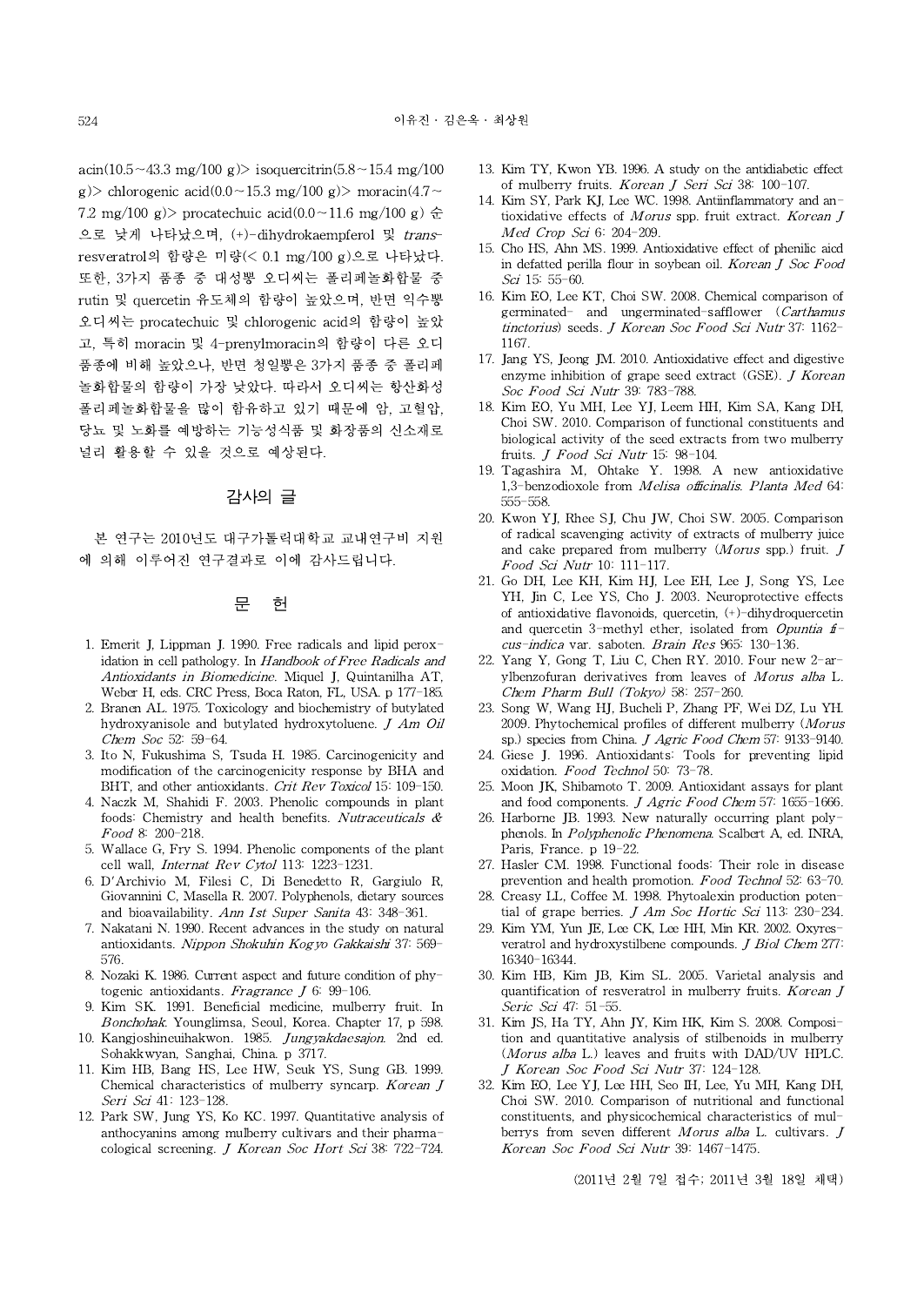acin(10.5~43.3 mg/100 g)> isoquercitrin(5.8~15.4 mg/100 g)> chlorogenic acid(0.0~15.3 mg/100 g)> moracin(4.7~7.2 mg/100 g)> procatechuic acid(0.0~11.6 mg/100 g) 순으로 낮게 나타났으며, (+)-dihydrokaempferol 및 *trans*-resveratrol의 함량은 미량(< 0.1 mg/100 g)으로 나타났다. 또한, 3가지 품종 중 대성뽕 오디씨는 폴리페놀화합물 중 rutin 및 quercetin 유도체의 함량이 높았으며, 반면 익수뽕 오디씨는 procatechuic 및 chlorogenic acid의 함량이 높았고, 특히 moracin 및 4-prenylmoracin의 함량이 다른 오디 품종에 비해 높았으나, 반면 청일뽕은 3가지 품종 중 폴리페놀화합물의 함량이 가장 낮았다. 따라서 오디씨는 항산화성 폴리페놀화합물을 많이 함유하고 있기 때문에 암, 고혈압, 당뇨 및 노화를 예방하는 기능성식품 및 화장품의 신소재로 널리 활용할 수 있을 것으로 예상된다.

## 감사의 글

본 연구는 2010년도 대구가톨릭대학교 교내연구비 지원에 의해 이루어진 연구결과로 이에 감사드립니다.

## 문 헌

1. Emerit J, Lippman J. 1990. Free radicals and lipid peroxidation in cell pathology. In *Handbook of Free Radicals and Antioxidants in Biomedicine*. Miquel J, Quintanilha AT, Weber H, eds. CRC Press, Boca Raton, FL, USA. p 177-185.
2. Branen AL. 1975. Toxicology and biochemistry of butylated hydroxyanisole and butylated hydroxytoluene. *J Am Oil Chem Soc* 52: 59-64.
3. Ito N, Fukushima S, Tsuda H. 1985. Carcinogenicity and modification of the carcinogenicity response by BHA and BHT, and other antioxidants. *Crit Rev Toxicol* 15: 109-150.
4. Naczk M, Shahidi F. 2003. Phenolic compounds in plant foods: Chemistry and health benefits. *Nutraceuticals & Food* 8: 200-218.
5. Wallace G, Fry S. 1994. Phenolic components of the plant cell wall. *Internat Rev Cytol* 113: 1223-1231.
6. D'Archivio M, Filesi C, Di Benedetto R, Gargiulo R, Giovannini C, Masella R. 2007. Polyphenols, dietary sources and bioavailability. *Ann Ist Super Sanita* 43: 348-361.
7. Nakatani N. 1990. Recent advances in the study on natural antioxidants. *Nippon Shokuhin Kogyo Gakkaishi* 37: 569-576.
8. Nozaki K. 1986. Current aspect and future condition of phytogenic antioxidants. *Fragrance J* 6: 99-106.
9. Kim SK. 1991. Beneficial medicine, mulberry fruit. In *Bonchohak*. Younglimsa, Seoul, Korea. Chapter 17, p 598.
10. Kangjoshineuihakwon. 1985. *Jungyakdaesajon*. 2nd ed. Sohakkwyan, Sanghai, China. p 3717.
11. Kim HB, Bang HS, Lee HW, Seuk YS, Sung GB. 1999. Chemical characteristics of mulberry syncarp. *Korean J Seri Sci* 41: 123-128.
12. Park SW, Jung YS, Ko KC. 1997. Quantitative analysis of anthocyanins among mulberry cultivars and their pharmacological screening. *J Korean Soc Hort Sci* 38: 722-724.
13. Kim TY, Kwon YB. 1996. A study on the antidiabetic effect of mulberry fruits. *Korean J Seri Sci* 38: 100-107.
14. Kim SY, Park KJ, Lee WC. 1998. Antiinflammatory and antioxidative effects of *Morus* spp. fruit extract. *Korean J Med Crop Sci* 6: 204-209.
15. Cho HS, Ahn MS. 1999. Antioxidative effect of phenilic aicd in defatted perilla flour in soybean oil. *Korean J Soc Food Sci* 15: 55-60.
16. Kim EO, Lee KT, Choi SW. 2008. Chemical comparison of germinated- and ungerminated-safflower (*Carthamus tinctorius*) seeds. *J Korean Soc Food Sci Nutr* 37: 1162-1167.
17. Jang YS, Jeong JM. 2010. Antioxidative effect and digestive enzyme inhibition of grape seed extract (GSE). *J Korean Soc Food Sci Nutr* 39: 783-788.
18. Kim EO, Yu MH, Lee YJ, Leem HH, Kim SA, Kang DH, Choi SW. 2010. Comparison of functional constituents and biological activity of the seed extracts from two mulberry fruits. *J Food Sci Nutr* 15: 98-104.
19. Tagashira M, Ohtake Y. 1998. A new antioxidative 1,3-benzodioxole from *Melisa officinalis*. *Planta Med* 64: 555-558.
20. Kwon YJ, Rhee SJ, Chu JW, Choi SW. 2005. Comparison of radical scavenging activity of extracts of mulberry juice and cake prepared from mulberry (*Morus* spp.) fruit. *J Food Sci Nutr* 10: 111-117.
21. Go DH, Lee KH, Kim HJ, Lee EH, Lee J, Song YS, Lee YH, Jin C, Lee YS, Cho J. 2003. Neuroprotective effects of antioxidative flavonoids, quercetin, (+)-dihydroquercetin and quercetin 3-methyl ether, isolated from *Opuntia ficus-indica* var. saboten. *Brain Res* 965: 130-136.
22. Yang Y, Gong T, Liu C, Chen RY. 2010. Four new 2-arylbenzofuran derivatives from leaves of *Morus alba* L. *Chem Pharm Bull (Tokyo)* 58: 257-260.
23. Song W, Wang HJ, Bucheli P, Zhang PF, Wei DZ, Lu YH. 2009. Phytochemical profiles of different mulberry (*Morus* sp.) species from China. *J Agric Food Chem* 57: 9133-9140.
24. Giese J. 1996. Antioxidants: Tools for preventing lipid oxidation. *Food Technol* 50: 73-78.
25. Moon JK, Shibamoto T. 2009. Antioxidant assays for plant and food components. *J Agric Food Chem* 57: 1655-1666.
26. Harborne JB. 1993. New naturally occurring plant polyphenols. In *Polyphenolic Phenomena*. Scalbert A, ed. INRA, Paris, France. p 19-22.
27. Hasler CM. 1998. Functional foods: Their role in disease prevention and health promotion. *Food Technol* 52: 63-70.
28. Creasy LL, Coffee M. 1998. Phytoalexin production potential of grape berries. *J Am Soc Hortic Sci* 113: 230-234.
29. Kim YM, Yun JE, Lee CK, Lee HH, Min KR. 2002. Oxyresveratrol and hydroxystilbene compounds. *J Biol Chem* 277: 16340-16344.
30. Kim HB, Kim JB, Kim SL. 2005. Varietal analysis and quantification of resveratrol in mulberry fruits. *Korean J Seric Sci* 47: 51-55.
31. Kim JS, Ha TY, Ahn JY, Kim HK, Kim S. 2008. Composition and quantitative analysis of stilbenoids in mulberry (*Morus alba* L.) leaves and fruits with DAD/UV HPLC. *J Korean Soc Food Sci Nutr* 37: 124-128.
32. Kim EO, Lee YJ, Lee HH, Seo IH, Lee, Yu MH, Kang DH, Choi SW. 2010. Comparison of nutritional and functional constituents, and physicochemical characteristics of mulberrys from seven different *Morus alba* L. cultivars. *J Korean Soc Food Sci Nutr* 39: 1467-1475.

(2011년 2월 7일 접수; 2011년 3월 18일 채택)